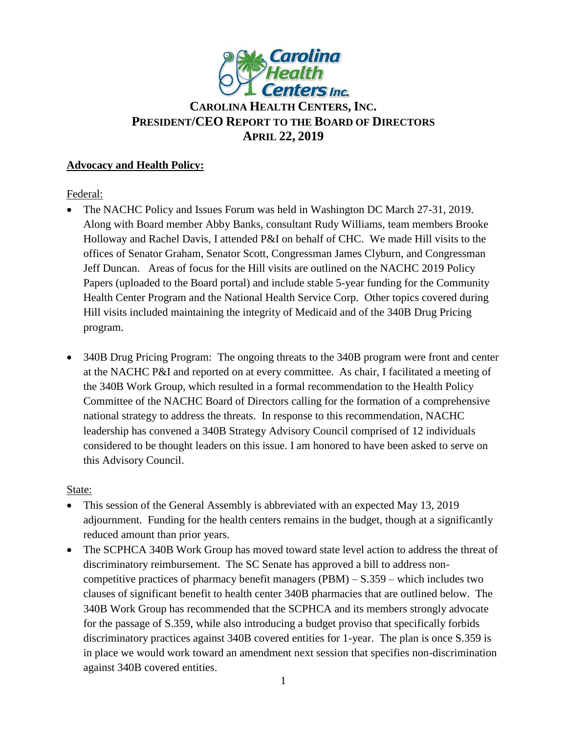# CAROLINA HEALTH CENTERS, INC.
## PRESIDENT/CEO REPORT TO THE BOARD OF DIRECTORS
## APRIL 22, 2019

**Advocacy and Health Policy:**

Federal:

- The NACHC Policy and Issues Forum was held in Washington DC March 27-31, 2019. Along with Board member Abby Banks, consultant Rudy Williams, team members Brooke Holloway and Rachel Davis, I attended P&I on behalf of CHC. We made Hill visits to the offices of Senator Graham, Senator Scott, Congressman James Clyburn, and Congressman Jeff Duncan. Areas of focus for the Hill visits are outlined on the NACHC 2019 Policy Papers (uploaded to the Board portal) and include stable 5-year funding for the Community Health Center Program and the National Health Service Corp. Other topics covered during Hill visits included maintaining the integrity of Medicaid and of the 340B Drug Pricing program.

- 340B Drug Pricing Program: The ongoing threats to the 340B program were front and center at the NACHC P&I and reported on at every committee. As chair, I facilitated a meeting of the 340B Work Group, which resulted in a formal recommendation to the Health Policy Committee of the NACHC Board of Directors calling for the formation of a comprehensive national strategy to address the threats. In response to this recommendation, NACHC leadership has convened a 340B Strategy Advisory Council comprised of 12 individuals considered to be thought leaders on this issue. I am honored to have been asked to serve on this Advisory Council.

State:

- This session of the General Assembly is abbreviated with an expected May 13, 2019 adjournment. Funding for the health centers remains in the budget, though at a significantly reduced amount than prior years.
- The SCPHCA 340B Work Group has moved toward state level action to address the threat of discriminatory reimbursement. The SC Senate has approved a bill to address non-competitive practices of pharmacy benefit managers (PBM) – S.359 – which includes two clauses of significant benefit to health center 340B pharmacies that are outlined below. The 340B Work Group has recommended that the SCPHCA and its members strongly advocate for the passage of S.359, while also introducing a budget proviso that specifically forbids discriminatory practices against 340B covered entities for 1-year. The plan is once S.359 is in place we would work toward an amendment next session that specifies non-discrimination against 340B covered entities.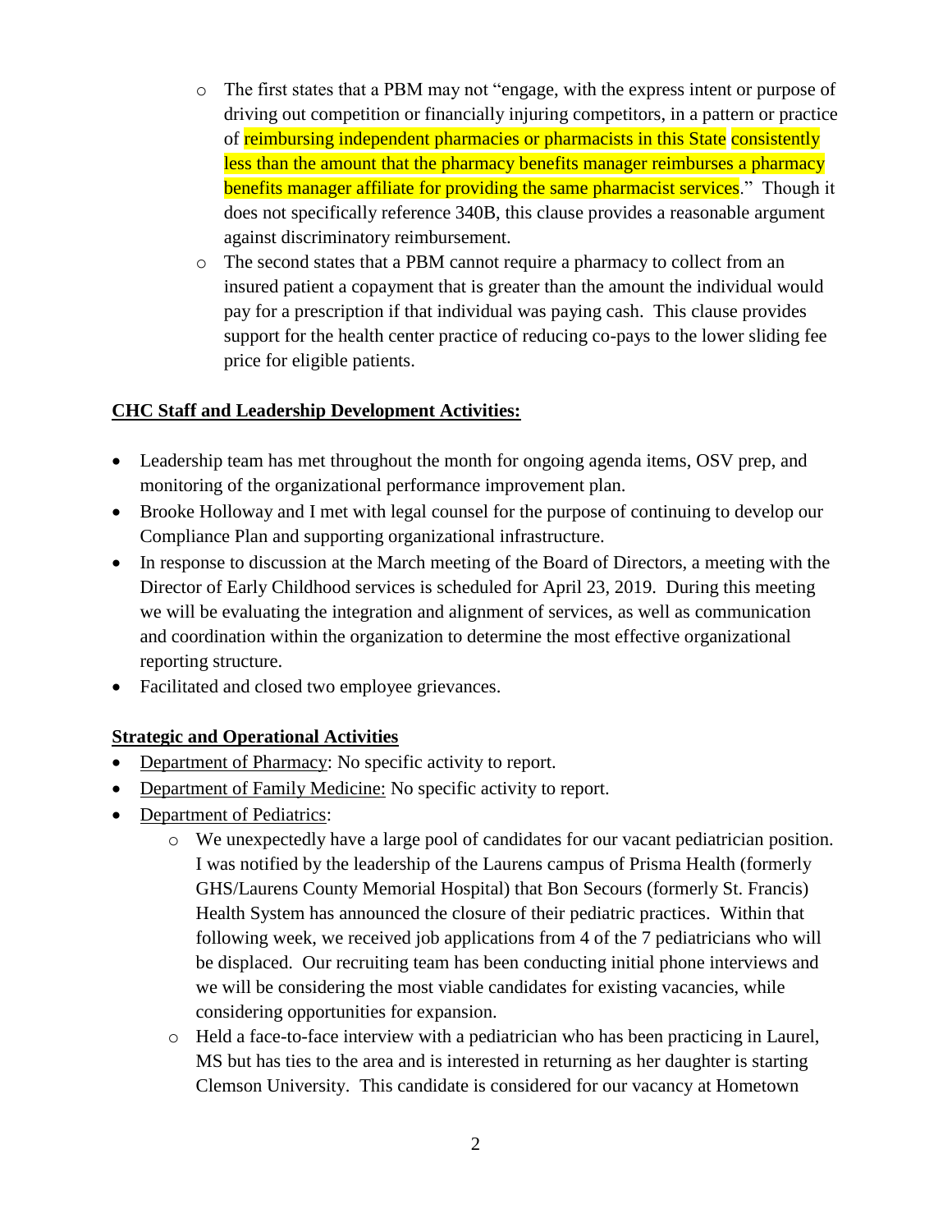- The first states that a PBM may not "engage, with the express intent or purpose of driving out competition or financially injuring competitors, in a pattern or practice of reimbursing independent pharmacies or pharmacists in this State consistently less than the amount that the pharmacy benefits manager reimburses a pharmacy benefits manager affiliate for providing the same pharmacist services." Though it does not specifically reference 340B, this clause provides a reasonable argument against discriminatory reimbursement.
  - The second states that a PBM cannot require a pharmacy to collect from an insured patient a copayment that is greater than the amount the individual would pay for a prescription if that individual was paying cash. This clause provides support for the health center practice of reducing co-pays to the lower sliding fee price for eligible patients.

**CHC Staff and Leadership Development Activities:**

- Leadership team has met throughout the month for ongoing agenda items, OSV prep, and monitoring of the organizational performance improvement plan.
- Brooke Holloway and I met with legal counsel for the purpose of continuing to develop our Compliance Plan and supporting organizational infrastructure.
- In response to discussion at the March meeting of the Board of Directors, a meeting with the Director of Early Childhood services is scheduled for April 23, 2019. During this meeting we will be evaluating the integration and alignment of services, as well as communication and coordination within the organization to determine the most effective organizational reporting structure.
- Facilitated and closed two employee grievances.

**Strategic and Operational Activities**

- Department of Pharmacy: No specific activity to report.
- Department of Family Medicine: No specific activity to report.
- Department of Pediatrics:
  - We unexpectedly have a large pool of candidates for our vacant pediatrician position. I was notified by the leadership of the Laurens campus of Prisma Health (formerly GHS/Laurens County Memorial Hospital) that Bon Secours (formerly St. Francis) Health System has announced the closure of their pediatric practices. Within that following week, we received job applications from 4 of the 7 pediatricians who will be displaced. Our recruiting team has been conducting initial phone interviews and we will be considering the most viable candidates for existing vacancies, while considering opportunities for expansion.
  - Held a face-to-face interview with a pediatrician who has been practicing in Laurel, MS but has ties to the area and is interested in returning as her daughter is starting Clemson University. This candidate is considered for our vacancy at Hometown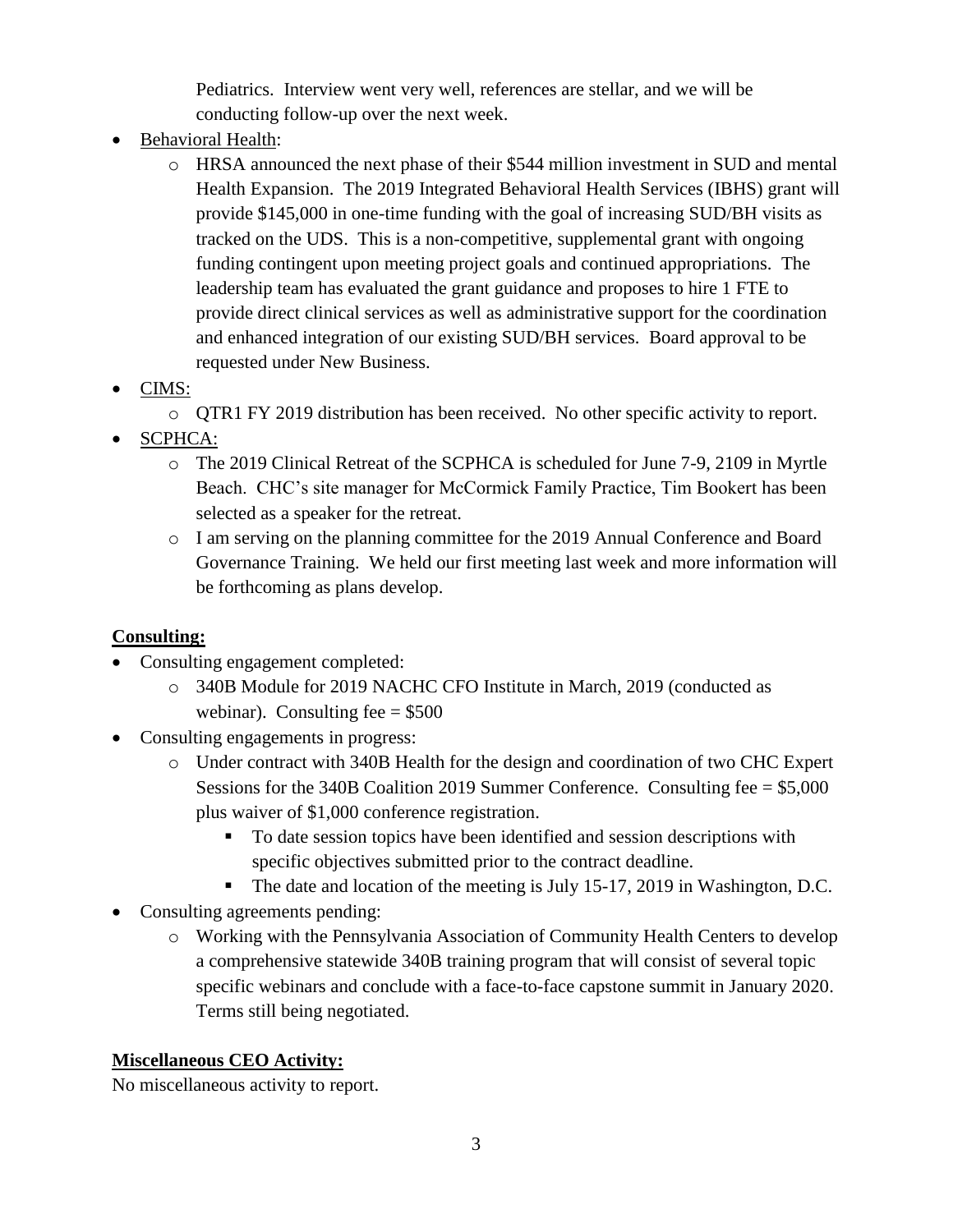Pediatrics. Interview went very well, references are stellar, and we will be conducting follow-up over the next week.

- Behavioral Health:
  - HRSA announced the next phase of their $544 million investment in SUD and mental Health Expansion. The 2019 Integrated Behavioral Health Services (IBHS) grant will provide $145,000 in one-time funding with the goal of increasing SUD/BH visits as tracked on the UDS. This is a non-competitive, supplemental grant with ongoing funding contingent upon meeting project goals and continued appropriations. The leadership team has evaluated the grant guidance and proposes to hire 1 FTE to provide direct clinical services as well as administrative support for the coordination and enhanced integration of our existing SUD/BH services. Board approval to be requested under New Business.
- CIMS:
  - QTR1 FY 2019 distribution has been received. No other specific activity to report.
- SCPHCA:
  - The 2019 Clinical Retreat of the SCPHCA is scheduled for June 7-9, 2109 in Myrtle Beach. CHC's site manager for McCormick Family Practice, Tim Bookert has been selected as a speaker for the retreat.
  - I am serving on the planning committee for the 2019 Annual Conference and Board Governance Training. We held our first meeting last week and more information will be forthcoming as plans develop.

**Consulting:**

- Consulting engagement completed:
  - 340B Module for 2019 NACHC CFO Institute in March, 2019 (conducted as webinar). Consulting fee = $500
- Consulting engagements in progress:
  - Under contract with 340B Health for the design and coordination of two CHC Expert Sessions for the 340B Coalition 2019 Summer Conference. Consulting fee = $5,000 plus waiver of $1,000 conference registration.
    - To date session topics have been identified and session descriptions with specific objectives submitted prior to the contract deadline.
    - The date and location of the meeting is July 15-17, 2019 in Washington, D.C.
- Consulting agreements pending:
  - Working with the Pennsylvania Association of Community Health Centers to develop a comprehensive statewide 340B training program that will consist of several topic specific webinars and conclude with a face-to-face capstone summit in January 2020. Terms still being negotiated.

**Miscellaneous CEO Activity:**

No miscellaneous activity to report.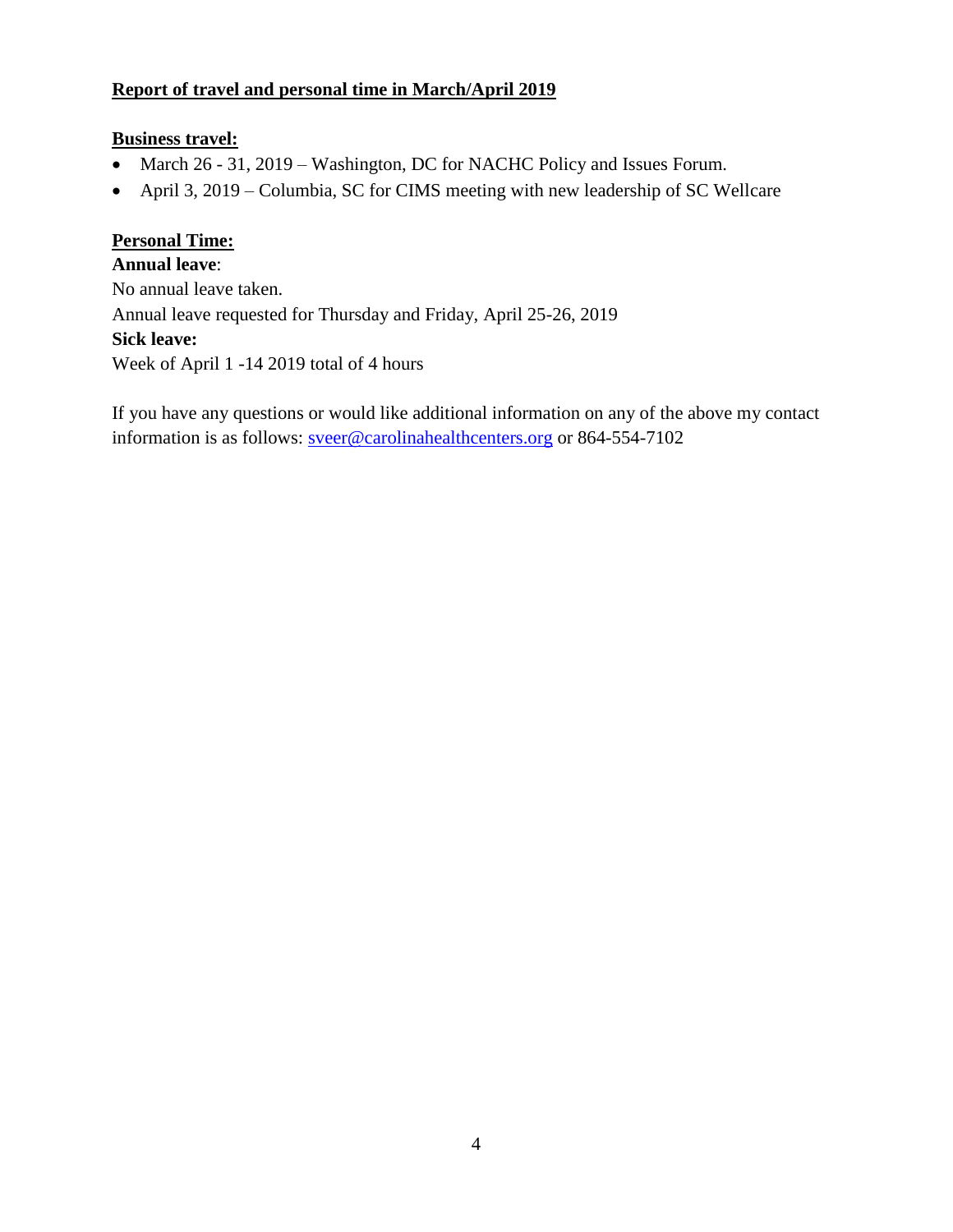**<u>Report of travel and personal time in March/April 2019</u>**

**<u>Business travel:</u>**

- March 26 - 31, 2019 – Washington, DC for NACHC Policy and Issues Forum.
- April 3, 2019 – Columbia, SC for CIMS meeting with new leadership of SC Wellcare

**<u>Personal Time:</u>**

**Annual leave**:

No annual leave taken.

Annual leave requested for Thursday and Friday, April 25-26, 2019

**Sick leave:**

Week of April 1 -14 2019 total of 4 hours

If you have any questions or would like additional information on any of the above my contact information is as follows: sveer@carolinahealthcenters.org or 864-554-7102